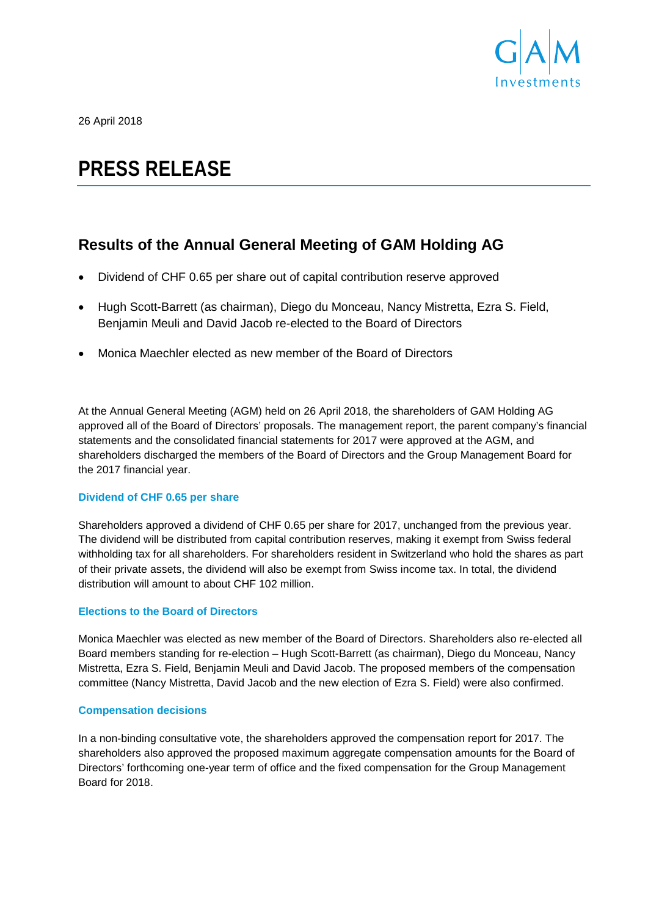26 April 2018

# PRESS RELEASE

## Results of the Annual General Meeting of GAM Holding AG

- Dividend of CHF 0.65 per share out of capital contribution reserve approved
- Hugh Scott-Barrett (as chairman), Diego du Monceau, Nancy Mistretta, Ezra S. Field, Benjamin Meuli and David Jacob re-elected to the Board of Directors
- Monica Maechler elected as new member of the Board of Directors

At the Annual General Meeting (AGM) held on 26 April 2018, the shareholders of GAM Holding AG approved all of the Board of Directors' proposals. The management report, the parent company's financial statements and the consolidated financial statements for 2017 were approved at the AGM, and shareholders discharged the members of the Board of Directors and the Group Management Board for the 2017 financial year.

### Dividend of CHF 0.65 per share

Shareholders approved a dividend of CHF 0.65 per share for 2017, unchanged from the previous year. The dividend will be distributed from capital contribution reserves, making it exempt from Swiss federal withholding tax for all shareholders. For shareholders resident in Switzerland who hold the shares as part of their private assets, the dividend will also be exempt from Swiss income tax. In total, the dividend distribution will amount to about CHF 102 million.

### Elections to the Board of Directors

Monica Maechler was elected as new member of the Board of Directors. Shareholders also re-elected all Board members standing for re-election – Hugh Scott-Barrett (as chairman), Diego du Monceau, Nancy Mistretta, Ezra S. Field, Benjamin Meuli and David Jacob. The proposed members of the compensation committee (Nancy Mistretta, David Jacob and the new election of Ezra S. Field) were also confirmed.

### Compensation decisions

In a non-binding consultative vote, the shareholders approved the compensation report for 2017. The shareholders also approved the proposed maximum aggregate compensation amounts for the Board of Directors' forthcoming one-year term of office and the fixed compensation for the Group Management Board for 2018.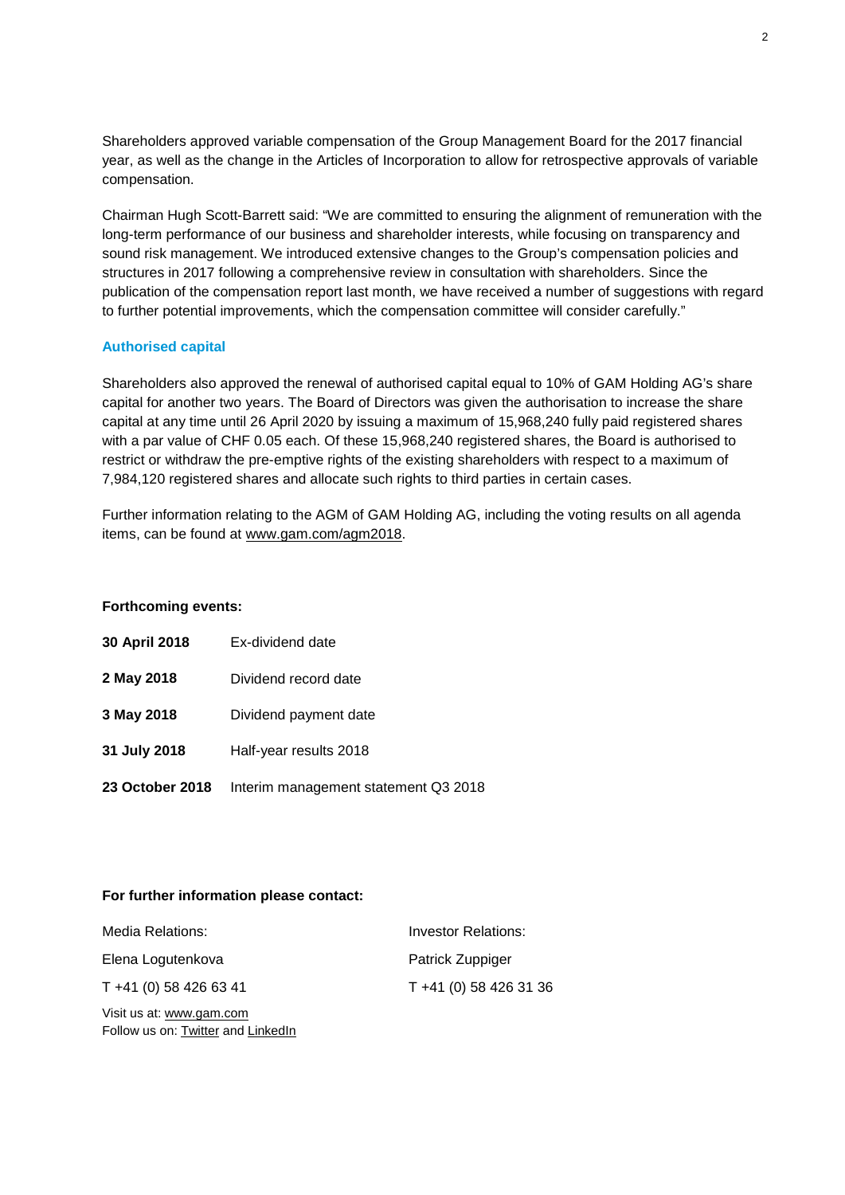Shareholders approved variable compensation of the Group Management Board for the 2017 financial year, as well as the change in the Articles of Incorporation to allow for retrospective approvals of variable compensation.

Chairman Hugh Scott-Barrett said: "We are committed to ensuring the alignment of remuneration with the long-term performance of our business and shareholder interests, while focusing on transparency and sound risk management. We introduced extensive changes to the Group's compensation policies and structures in 2017 following a comprehensive review in consultation with shareholders. Since the publication of the compensation report last month, we have received a number of suggestions with regard to further potential improvements, which the compensation committee will consider carefully."

## Authorised capital

Shareholders also approved the renewal of authorised capital equal to 10% of GAM Holding AG's share capital for another two years. The Board of Directors was given the authorisation to increase the share capital at any time until 26 April 2020 by issuing a maximum of 15,968,240 fully paid registered shares with a par value of CHF 0.05 each. Of these 15,968,240 registered shares, the Board is authorised to restrict or withdraw the pre-emptive rights of the existing shareholders with respect to a maximum of 7,984,120 registered shares and allocate such rights to third parties in certain cases.

Further information relating to the AGM of GAM Holding AG, including the voting results on all agenda items, can be found at www.gam.com/agm2018.

**Forthcoming events:**

| | |
|---|---|
| **30 April 2018** | Ex-dividend date |
| **2 May 2018** | Dividend record date |
| **3 May 2018** | Dividend payment date |
| **31 July 2018** | Half-year results 2018 |
| **23 October 2018** | Interim management statement Q3 2018 |

**For further information please contact:**

| Media Relations: | Investor Relations: |
|---|---|
| Elena Logutenkova | Patrick Zuppiger |
| T +41 (0) 58 426 63 41 | T +41 (0) 58 426 31 36 |

Visit us at: www.gam.com
Follow us on: Twitter and LinkedIn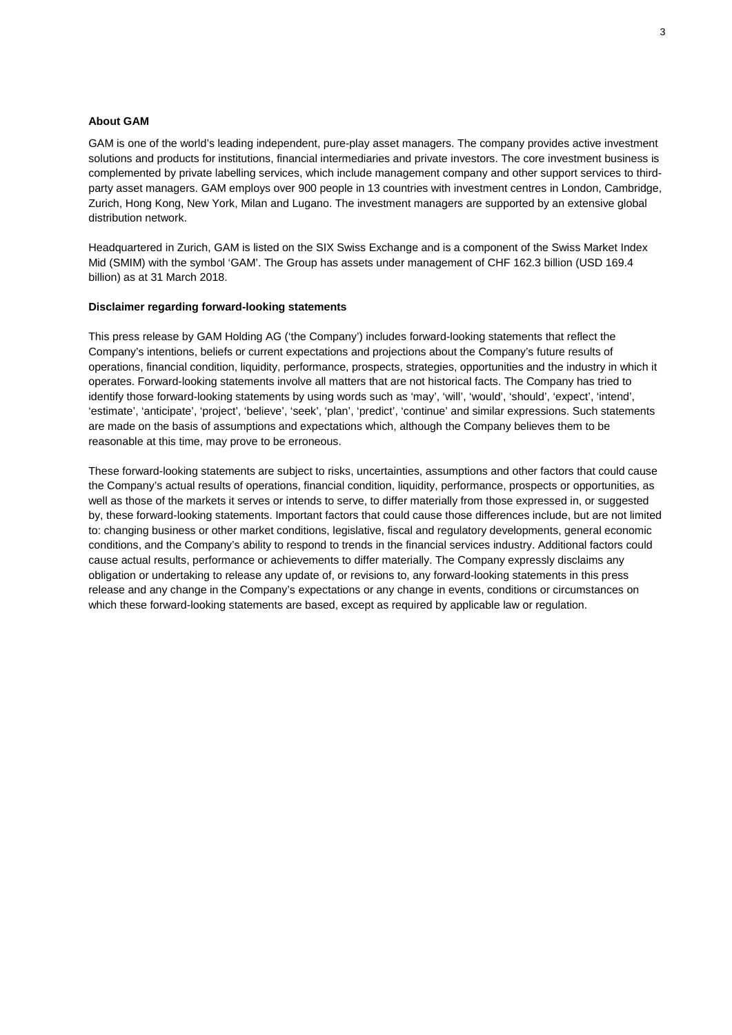**About GAM**

GAM is one of the world's leading independent, pure-play asset managers. The company provides active investment solutions and products for institutions, financial intermediaries and private investors. The core investment business is complemented by private labelling services, which include management company and other support services to third-party asset managers. GAM employs over 900 people in 13 countries with investment centres in London, Cambridge, Zurich, Hong Kong, New York, Milan and Lugano. The investment managers are supported by an extensive global distribution network.

Headquartered in Zurich, GAM is listed on the SIX Swiss Exchange and is a component of the Swiss Market Index Mid (SMIM) with the symbol 'GAM'. The Group has assets under management of CHF 162.3 billion (USD 169.4 billion) as at 31 March 2018.

**Disclaimer regarding forward-looking statements**

This press release by GAM Holding AG ('the Company') includes forward-looking statements that reflect the Company's intentions, beliefs or current expectations and projections about the Company's future results of operations, financial condition, liquidity, performance, prospects, strategies, opportunities and the industry in which it operates. Forward-looking statements involve all matters that are not historical facts. The Company has tried to identify those forward-looking statements by using words such as 'may', 'will', 'would', 'should', 'expect', 'intend', 'estimate', 'anticipate', 'project', 'believe', 'seek', 'plan', 'predict', 'continue' and similar expressions. Such statements are made on the basis of assumptions and expectations which, although the Company believes them to be reasonable at this time, may prove to be erroneous.

These forward-looking statements are subject to risks, uncertainties, assumptions and other factors that could cause the Company's actual results of operations, financial condition, liquidity, performance, prospects or opportunities, as well as those of the markets it serves or intends to serve, to differ materially from those expressed in, or suggested by, these forward-looking statements. Important factors that could cause those differences include, but are not limited to: changing business or other market conditions, legislative, fiscal and regulatory developments, general economic conditions, and the Company's ability to respond to trends in the financial services industry. Additional factors could cause actual results, performance or achievements to differ materially. The Company expressly disclaims any obligation or undertaking to release any update of, or revisions to, any forward-looking statements in this press release and any change in the Company's expectations or any change in events, conditions or circumstances on which these forward-looking statements are based, except as required by applicable law or regulation.